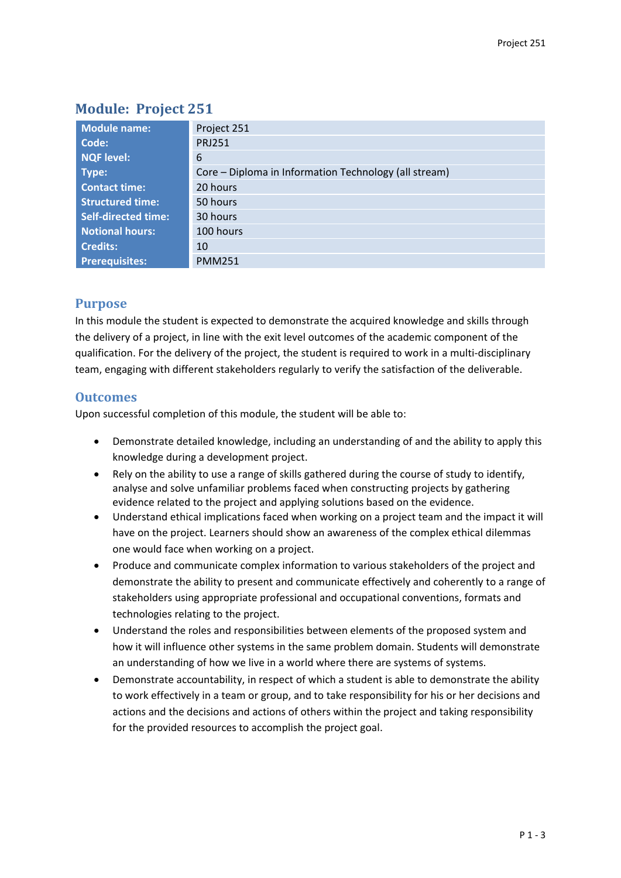## Module: Project 251

| Module name: | Project 251 |
|---|---|
| Code: | PRJ251 |
| NQF level: | 6 |
| Type: | Core – Diploma in Information Technology (all stream) |
| Contact time: | 20 hours |
| Structured time: | 50 hours |
| Self-directed time: | 30 hours |
| Notional hours: | 100 hours |
| Credits: | 10 |
| Prerequisites: | PMM251 |

### Purpose

In this module the student is expected to demonstrate the acquired knowledge and skills through the delivery of a project, in line with the exit level outcomes of the academic component of the qualification. For the delivery of the project, the student is required to work in a multi-disciplinary team, engaging with different stakeholders regularly to verify the satisfaction of the deliverable.

### Outcomes

Upon successful completion of this module, the student will be able to:

- Demonstrate detailed knowledge, including an understanding of and the ability to apply this knowledge during a development project.
- Rely on the ability to use a range of skills gathered during the course of study to identify, analyse and solve unfamiliar problems faced when constructing projects by gathering evidence related to the project and applying solutions based on the evidence.
- Understand ethical implications faced when working on a project team and the impact it will have on the project. Learners should show an awareness of the complex ethical dilemmas one would face when working on a project.
- Produce and communicate complex information to various stakeholders of the project and demonstrate the ability to present and communicate effectively and coherently to a range of stakeholders using appropriate professional and occupational conventions, formats and technologies relating to the project.
- Understand the roles and responsibilities between elements of the proposed system and how it will influence other systems in the same problem domain. Students will demonstrate an understanding of how we live in a world where there are systems of systems.
- Demonstrate accountability, in respect of which a student is able to demonstrate the ability to work effectively in a team or group, and to take responsibility for his or her decisions and actions and the decisions and actions of others within the project and taking responsibility for the provided resources to accomplish the project goal.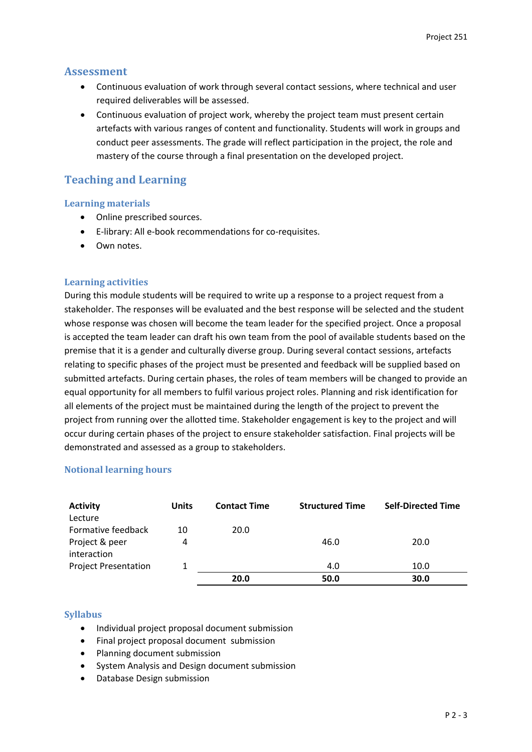## Assessment

- Continuous evaluation of work through several contact sessions, where technical and user required deliverables will be assessed.
- Continuous evaluation of project work, whereby the project team must present certain artefacts with various ranges of content and functionality. Students will work in groups and conduct peer assessments. The grade will reflect participation in the project, the role and mastery of the course through a final presentation on the developed project.

## Teaching and Learning

### Learning materials

- Online prescribed sources.
- E-library: All e-book recommendations for co-requisites.
- Own notes.

### Learning activities

During this module students will be required to write up a response to a project request from a stakeholder. The responses will be evaluated and the best response will be selected and the student whose response was chosen will become the team leader for the specified project. Once a proposal is accepted the team leader can draft his own team from the pool of available students based on the premise that it is a gender and culturally diverse group. During several contact sessions, artefacts relating to specific phases of the project must be presented and feedback will be supplied based on submitted artefacts. During certain phases, the roles of team members will be changed to provide an equal opportunity for all members to fulfil various project roles. Planning and risk identification for all elements of the project must be maintained during the length of the project to prevent the project from running over the allotted time. Stakeholder engagement is key to the project and will occur during certain phases of the project to ensure stakeholder satisfaction. Final projects will be demonstrated and assessed as a group to stakeholders.

### Notional learning hours

| Activity | Units | Contact Time | Structured Time | Self-Directed Time |
|---|---|---|---|---|
| Lecture | | | | |
| Formative feedback | 10 | 20.0 | | |
| Project & peer interaction | 4 | | 46.0 | 20.0 |
| Project Presentation | 1 | | 4.0 | 10.0 |
| | | **20.0** | **50.0** | **30.0** |

### Syllabus

- Individual project proposal document submission
- Final project proposal document submission
- Planning document submission
- System Analysis and Design document submission
- Database Design submission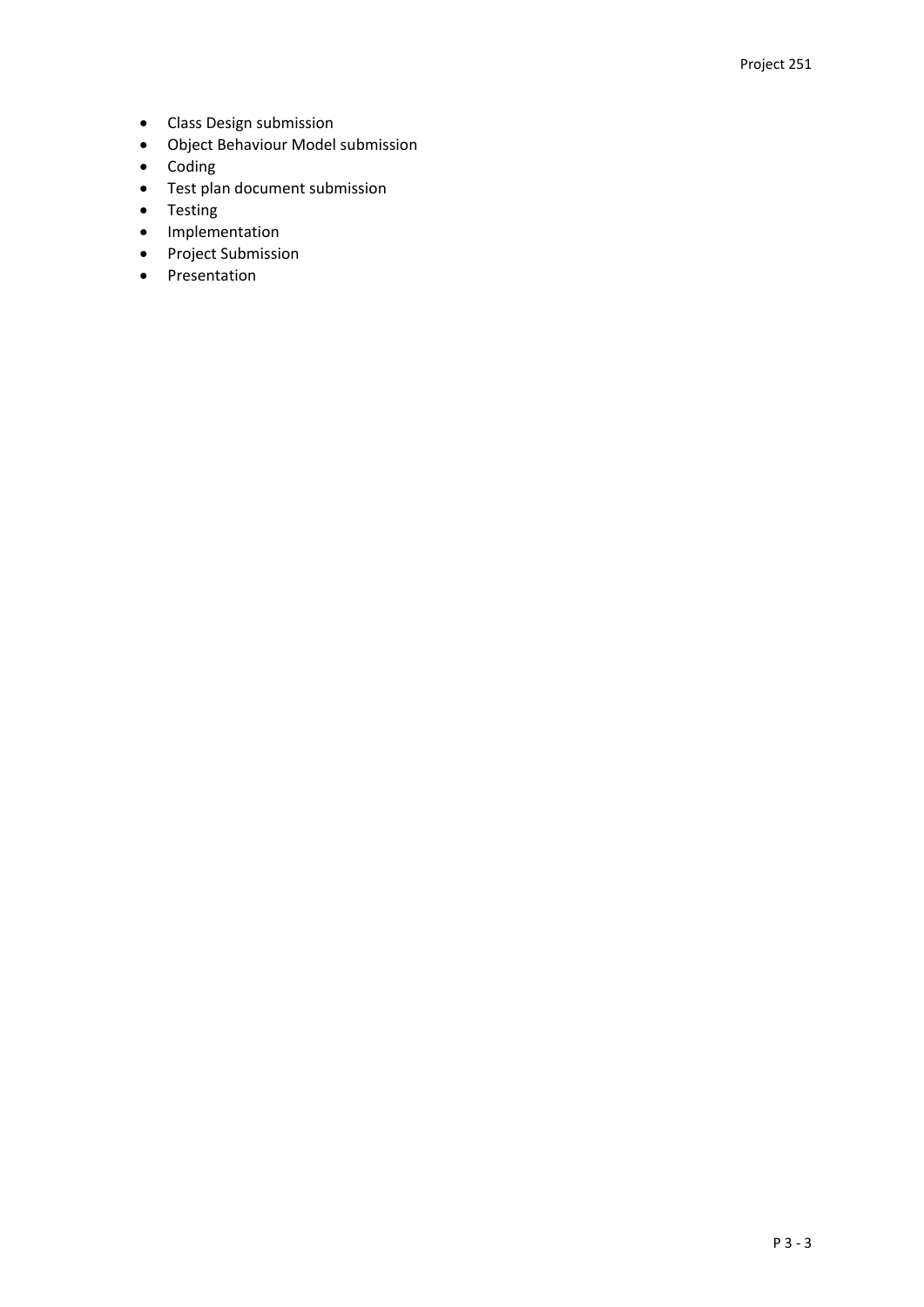- Class Design submission
- Object Behaviour Model submission
- Coding
- Test plan document submission
- Testing
- Implementation
- Project Submission
- Presentation